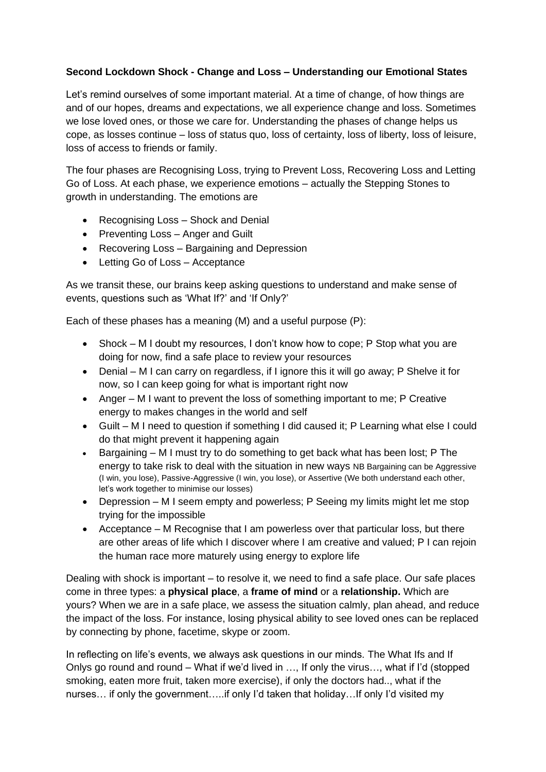**Second Lockdown Shock - Change and Loss – Understanding our Emotional States**

Let's remind ourselves of some important material. At a time of change, of how things are and of our hopes, dreams and expectations, we all experience change and loss. Sometimes we lose loved ones, or those we care for. Understanding the phases of change helps us cope, as losses continue – loss of status quo, loss of certainty, loss of liberty, loss of leisure, loss of access to friends or family.

The four phases are Recognising Loss, trying to Prevent Loss, Recovering Loss and Letting Go of Loss. At each phase, we experience emotions – actually the Stepping Stones to growth in understanding. The emotions are

- Recognising Loss – Shock and Denial
- Preventing Loss – Anger and Guilt
- Recovering Loss – Bargaining and Depression
- Letting Go of Loss – Acceptance

As we transit these, our brains keep asking questions to understand and make sense of events, questions such as 'What If?' and 'If Only?'

Each of these phases has a meaning (M) and a useful purpose (P):

- Shock – M I doubt my resources, I don't know how to cope; P Stop what you are doing for now, find a safe place to review your resources
- Denial – M I can carry on regardless, if I ignore this it will go away; P Shelve it for now, so I can keep going for what is important right now
- Anger – M I want to prevent the loss of something important to me; P Creative energy to makes changes in the world and self
- Guilt – M I need to question if something I did caused it; P Learning what else I could do that might prevent it happening again
- Bargaining – M I must try to do something to get back what has been lost; P The energy to take risk to deal with the situation in new ways NB Bargaining can be Aggressive (I win, you lose), Passive-Aggressive (I win, you lose), or Assertive (We both understand each other, let's work together to minimise our losses)
- Depression – M I seem empty and powerless; P Seeing my limits might let me stop trying for the impossible
- Acceptance – M Recognise that I am powerless over that particular loss, but there are other areas of life which I discover where I am creative and valued; P I can rejoin the human race more maturely using energy to explore life

Dealing with shock is important – to resolve it, we need to find a safe place. Our safe places come in three types: a **physical place**, a **frame of mind** or a **relationship.** Which are yours? When we are in a safe place, we assess the situation calmly, plan ahead, and reduce the impact of the loss. For instance, losing physical ability to see loved ones can be replaced by connecting by phone, facetime, skype or zoom.

In reflecting on life's events, we always ask questions in our minds. The What Ifs and If Onlys go round and round – What if we'd lived in …, If only the virus…, what if I'd (stopped smoking, eaten more fruit, taken more exercise), if only the doctors had.., what if the nurses… if only the government…..if only I'd taken that holiday…If only I'd visited my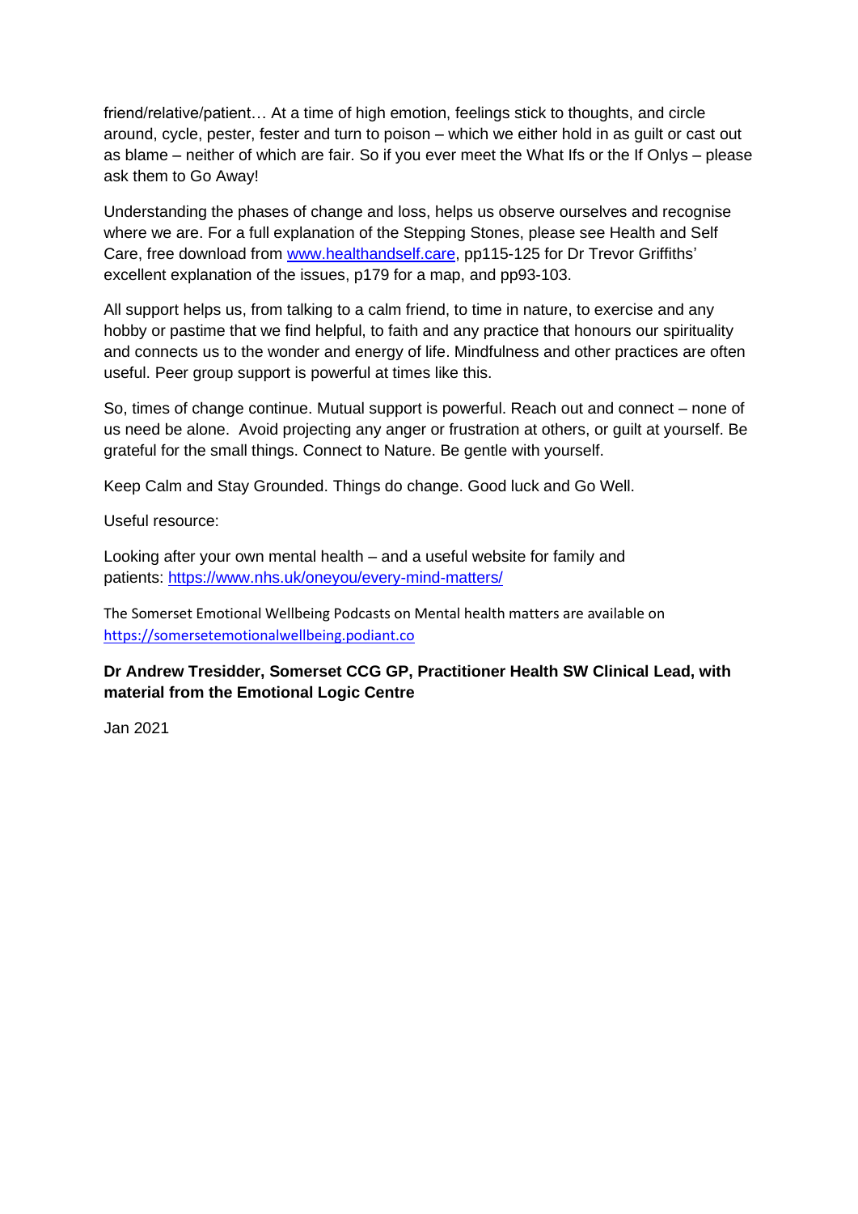friend/relative/patient… At a time of high emotion, feelings stick to thoughts, and circle around, cycle, pester, fester and turn to poison – which we either hold in as guilt or cast out as blame – neither of which are fair. So if you ever meet the What Ifs or the If Onlys – please ask them to Go Away!

Understanding the phases of change and loss, helps us observe ourselves and recognise where we are. For a full explanation of the Stepping Stones, please see Health and Self Care, free download from [www.healthandself.care](www.healthandself.care), pp115-125 for Dr Trevor Griffiths' excellent explanation of the issues, p179 for a map, and pp93-103.

All support helps us, from talking to a calm friend, to time in nature, to exercise and any hobby or pastime that we find helpful, to faith and any practice that honours our spirituality and connects us to the wonder and energy of life. Mindfulness and other practices are often useful. Peer group support is powerful at times like this.

So, times of change continue. Mutual support is powerful. Reach out and connect – none of us need be alone. Avoid projecting any anger or frustration at others, or guilt at yourself. Be grateful for the small things. Connect to Nature. Be gentle with yourself.

Keep Calm and Stay Grounded. Things do change. Good luck and Go Well.

Useful resource:

Looking after your own mental health – and a useful website for family and patients: [https://www.nhs.uk/oneyou/every-mind-matters/](https://www.nhs.uk/oneyou/every-mind-matters/)

The Somerset Emotional Wellbeing Podcasts on Mental health matters are available on [https://somersetemotionalwellbeing.podiant.co](https://somersetemotionalwellbeing.podiant.co)

**Dr Andrew Tresidder, Somerset CCG GP, Practitioner Health SW Clinical Lead, with material from the Emotional Logic Centre**

Jan 2021